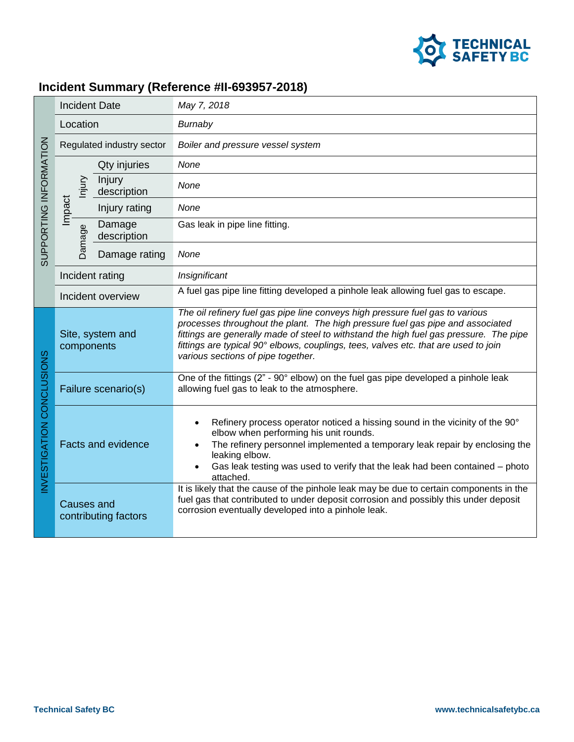## Incident Summary (Reference #II-693957-2018)

| | | | |
|---|---|---|---|
| SUPPORTING INFORMATION | Incident Date | | *May 7, 2018* |
| | Location | | *Burnaby* |
| | Regulated industry sector | | *Boiler and pressure vessel system* |
| | Impact – Injury | Qty injuries | *None* |
| | | Injury description | *None* |
| | | Injury rating | *None* |
| | Impact – Damage | Damage description | Gas leak in pipe line fitting. |
| | | Damage rating | *None* |
| | Incident rating | | *Insignificant* |
| | Incident overview | | A fuel gas pipe line fitting developed a pinhole leak allowing fuel gas to escape. |
| INVESTIGATION CONCLUSIONS | Site, system and components | | *The oil refinery fuel gas pipe line conveys high pressure fuel gas to various processes throughout the plant. The high pressure fuel gas pipe and associated fittings are generally made of steel to withstand the high fuel gas pressure. The pipe fittings are typical 90° elbows, couplings, tees, valves etc. that are used to join various sections of pipe together.* |
| | Failure scenario(s) | | One of the fittings (2" - 90° elbow) on the fuel gas pipe developed a pinhole leak allowing fuel gas to leak to the atmosphere. |
| | Facts and evidence | | • Refinery process operator noticed a hissing sound in the vicinity of the 90° elbow when performing his unit rounds.<br>• The refinery personnel implemented a temporary leak repair by enclosing the leaking elbow.<br>• Gas leak testing was used to verify that the leak had been contained – photo attached. |
| | Causes and contributing factors | | It is likely that the cause of the pinhole leak may be due to certain components in the fuel gas that contributed to under deposit corrosion and possibly this under deposit corrosion eventually developed into a pinhole leak. |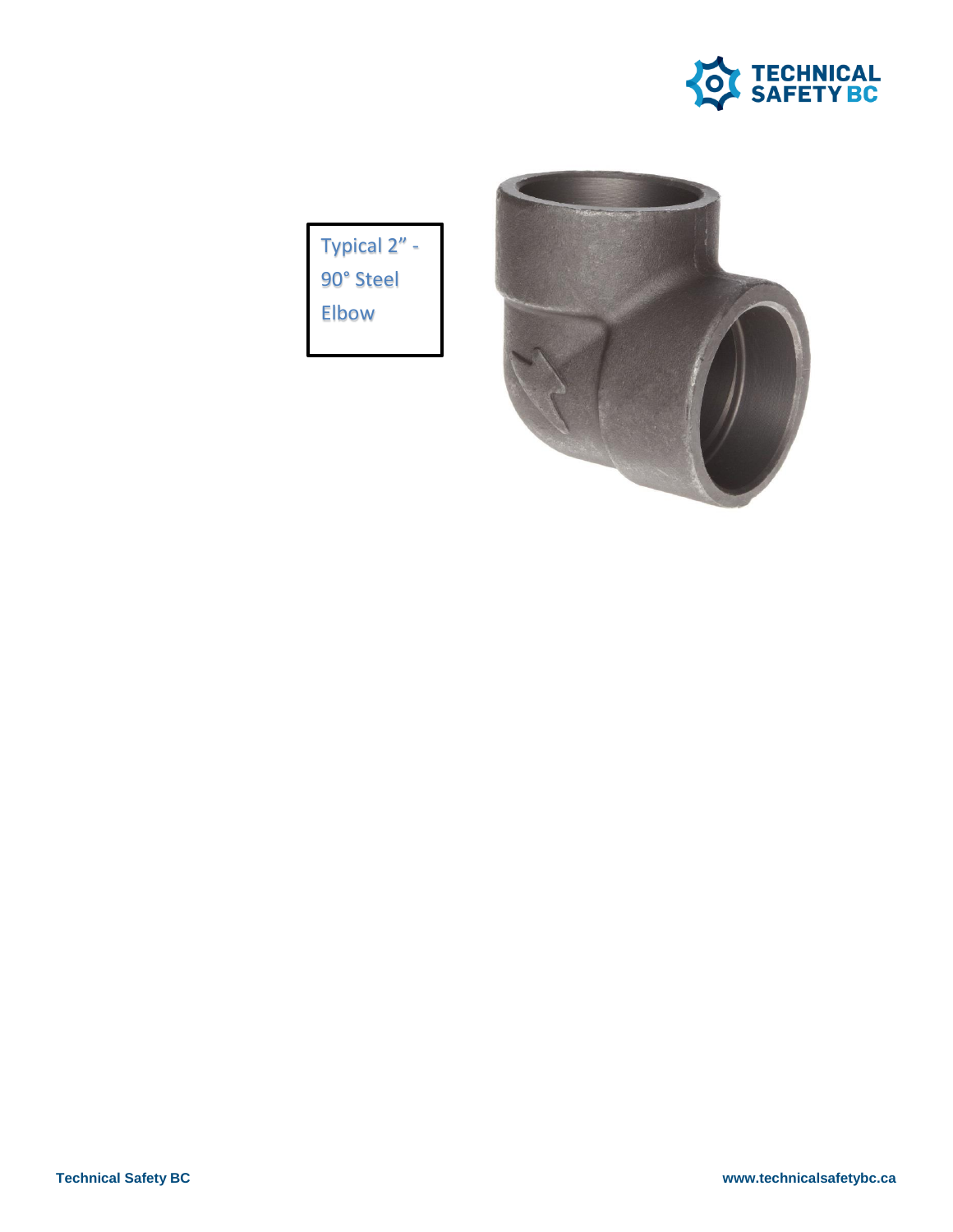Typical 2" - 90° Steel Elbow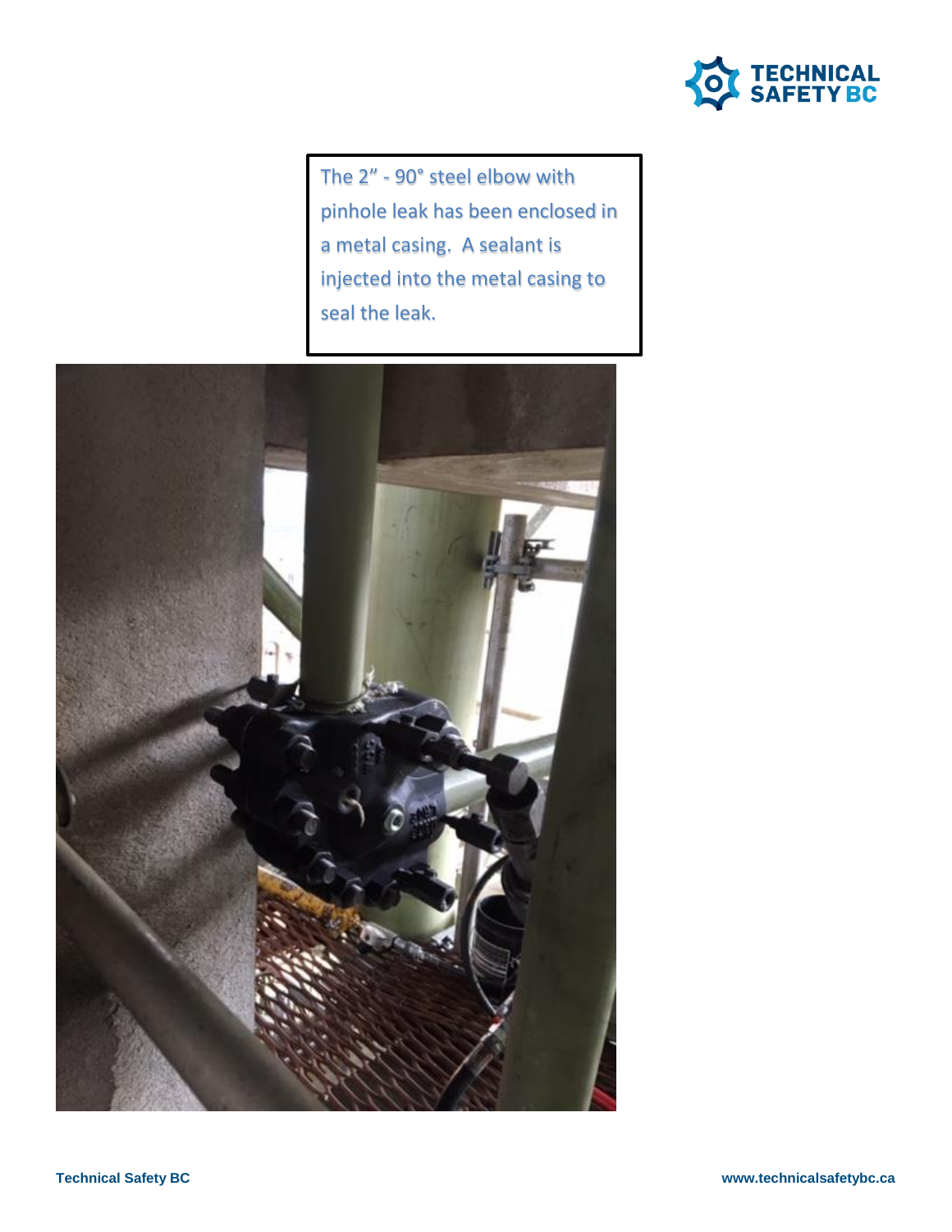The 2" - 90° steel elbow with pinhole leak has been enclosed in a metal casing. A sealant is injected into the metal casing to seal the leak.